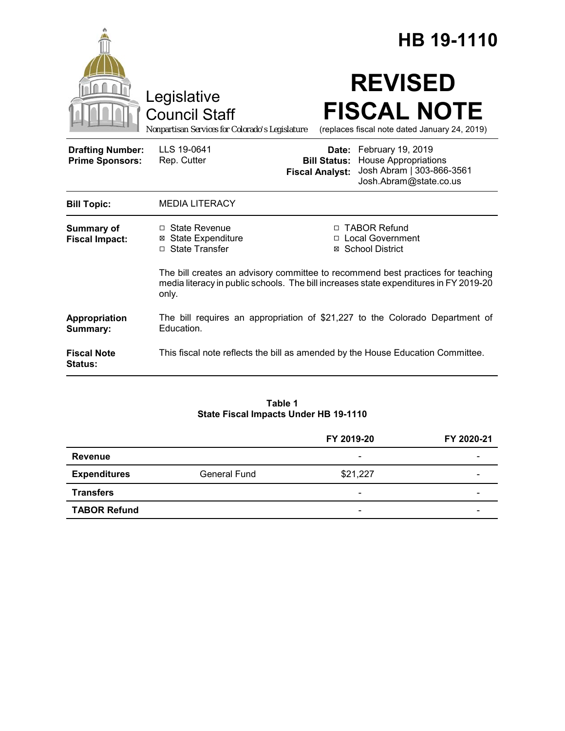# HB 19-1110

Legislative Council Staff

*Nonpartisan Services for Colorado's Legislature*

# REVISED FISCAL NOTE

(replaces fiscal note dated January 24, 2019)

| | | | |
|---|---|---|---|
| **Drafting Number:** | LLS 19-0641 | **Date:** | February 19, 2019 |
| **Prime Sponsors:** | Rep. Cutter | **Bill Status:** | House Appropriations |
| | | **Fiscal Analyst:** | Josh Abram \| 303-866-3561 Josh.Abram@state.co.us |

**Bill Topic:** MEDIA LITERACY

**Summary of Fiscal Impact:**

- ☐ State Revenue
- ☒ State Expenditure
- ☐ State Transfer
- ☐ TABOR Refund
- ☐ Local Government
- ☒ School District

The bill creates an advisory committee to recommend best practices for teaching media literacy in public schools. The bill increases state expenditures in FY 2019-20 only.

**Appropriation Summary:** The bill requires an appropriation of $21,227 to the Colorado Department of Education.

**Fiscal Note Status:** This fiscal note reflects the bill as amended by the House Education Committee.

**Table 1**
**State Fiscal Impacts Under HB 19-1110**

| | | FY 2019-20 | FY 2020-21 |
|---|---|---|---|
| **Revenue** | | - | - |
| **Expenditures** | General Fund | $21,227 | - |
| **Transfers** | | - | - |
| **TABOR Refund** | | - | - |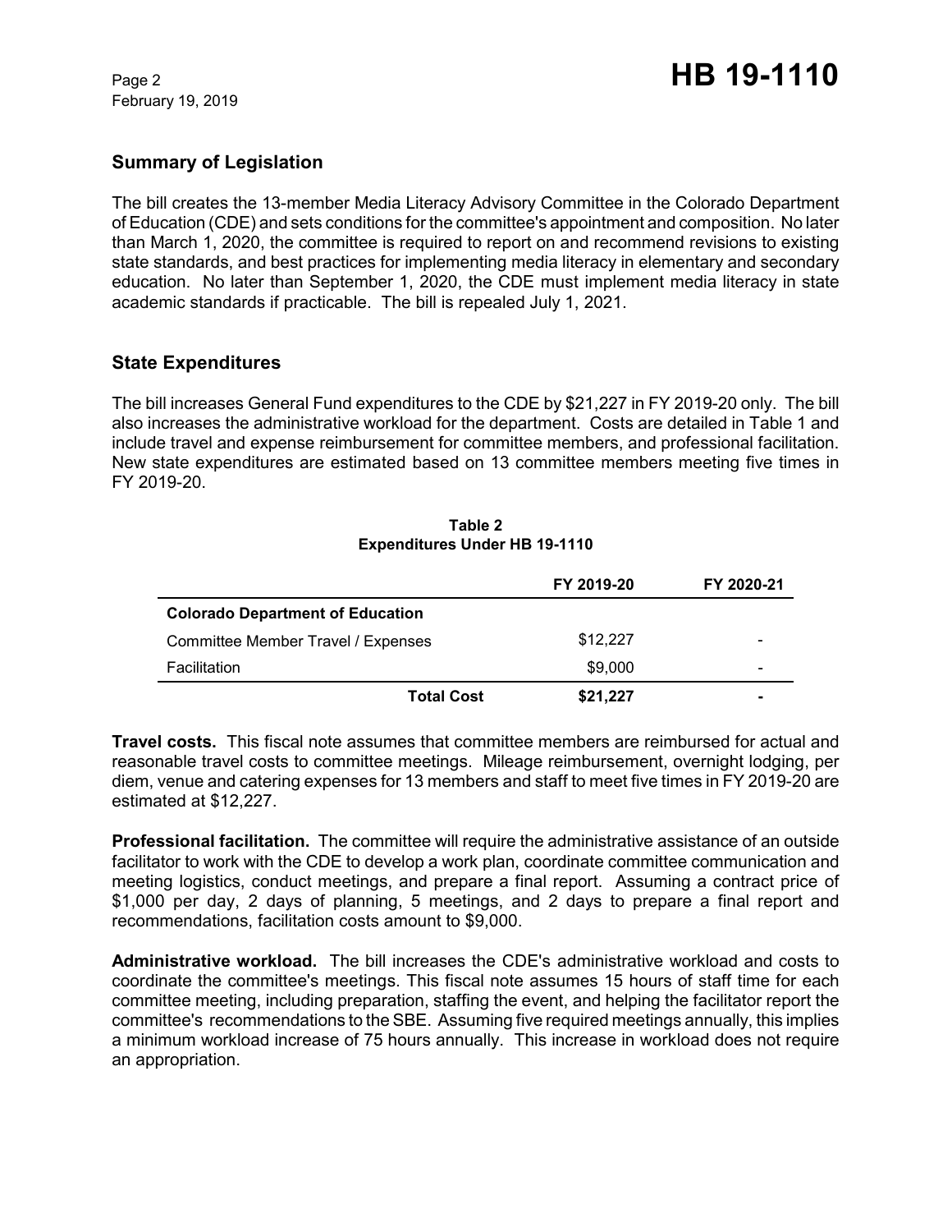## Summary of Legislation

The bill creates the 13-member Media Literacy Advisory Committee in the Colorado Department of Education (CDE) and sets conditions for the committee's appointment and composition. No later than March 1, 2020, the committee is required to report on and recommend revisions to existing state standards, and best practices for implementing media literacy in elementary and secondary education. No later than September 1, 2020, the CDE must implement media literacy in state academic standards if practicable. The bill is repealed July 1, 2021.

## State Expenditures

The bill increases General Fund expenditures to the CDE by $21,227 in FY 2019-20 only. The bill also increases the administrative workload for the department. Costs are detailed in Table 1 and include travel and expense reimbursement for committee members, and professional facilitation. New state expenditures are estimated based on 13 committee members meeting five times in FY 2019-20.

**Table 2**
**Expenditures Under HB 19-1110**

| | FY 2019-20 | FY 2020-21 |
|---|---|---|
| **Colorado Department of Education** | | |
| Committee Member Travel / Expenses | $12,227 | - |
| Facilitation | $9,000 | - |
| **Total Cost** | **$21,227** | **-** |

**Travel costs.** This fiscal note assumes that committee members are reimbursed for actual and reasonable travel costs to committee meetings. Mileage reimbursement, overnight lodging, per diem, venue and catering expenses for 13 members and staff to meet five times in FY 2019-20 are estimated at $12,227.

**Professional facilitation.** The committee will require the administrative assistance of an outside facilitator to work with the CDE to develop a work plan, coordinate committee communication and meeting logistics, conduct meetings, and prepare a final report. Assuming a contract price of $1,000 per day, 2 days of planning, 5 meetings, and 2 days to prepare a final report and recommendations, facilitation costs amount to $9,000.

**Administrative workload.** The bill increases the CDE's administrative workload and costs to coordinate the committee's meetings. This fiscal note assumes 15 hours of staff time for each committee meeting, including preparation, staffing the event, and helping the facilitator report the committee's recommendations to the SBE. Assuming five required meetings annually, this implies a minimum workload increase of 75 hours annually. This increase in workload does not require an appropriation.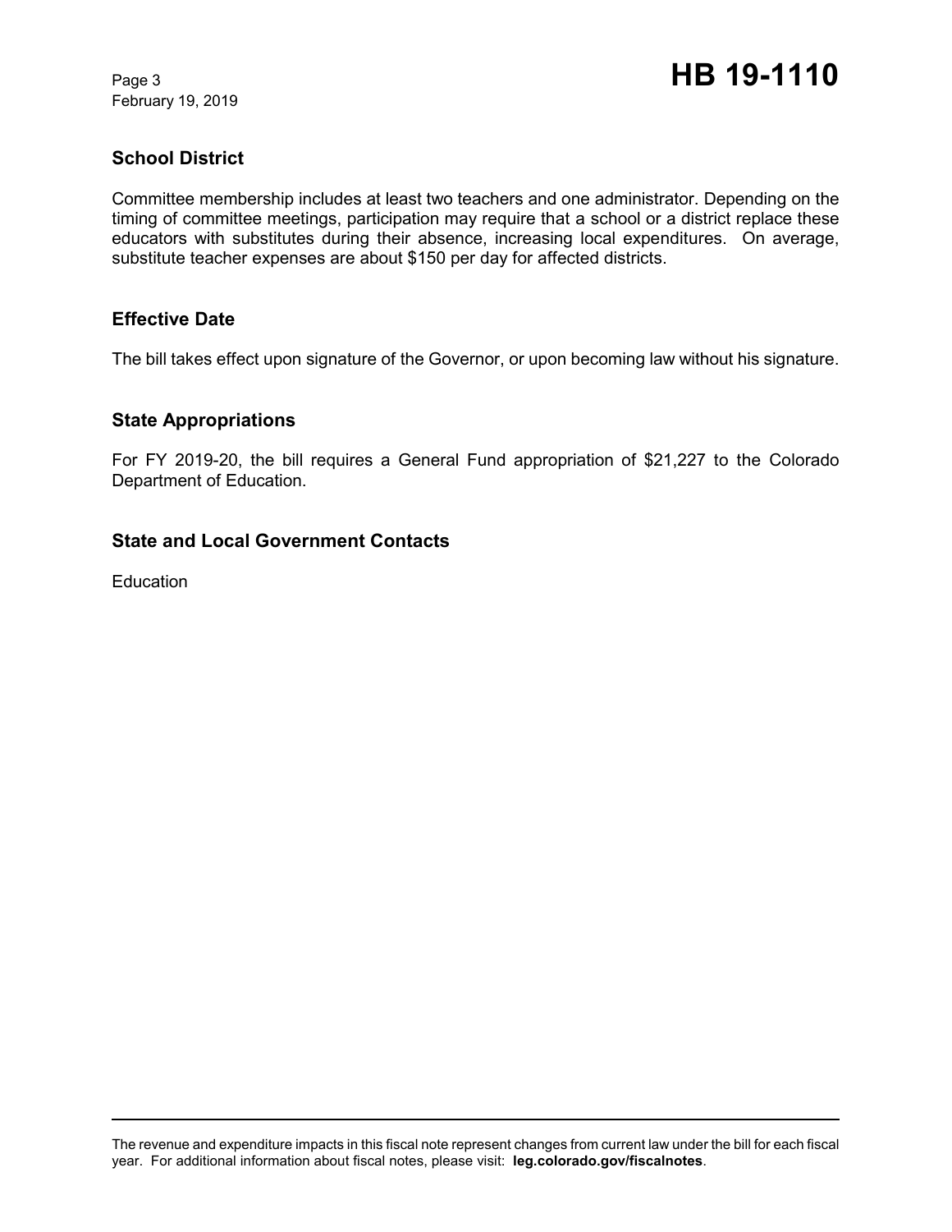## School District

Committee membership includes at least two teachers and one administrator. Depending on the timing of committee meetings, participation may require that a school or a district replace these educators with substitutes during their absence, increasing local expenditures. On average, substitute teacher expenses are about $150 per day for affected districts.

## Effective Date

The bill takes effect upon signature of the Governor, or upon becoming law without his signature.

## State Appropriations

For FY 2019-20, the bill requires a General Fund appropriation of $21,227 to the Colorado Department of Education.

## State and Local Government Contacts

Education

---

The revenue and expenditure impacts in this fiscal note represent changes from current law under the bill for each fiscal year. For additional information about fiscal notes, please visit: **leg.colorado.gov/fiscalnotes**.